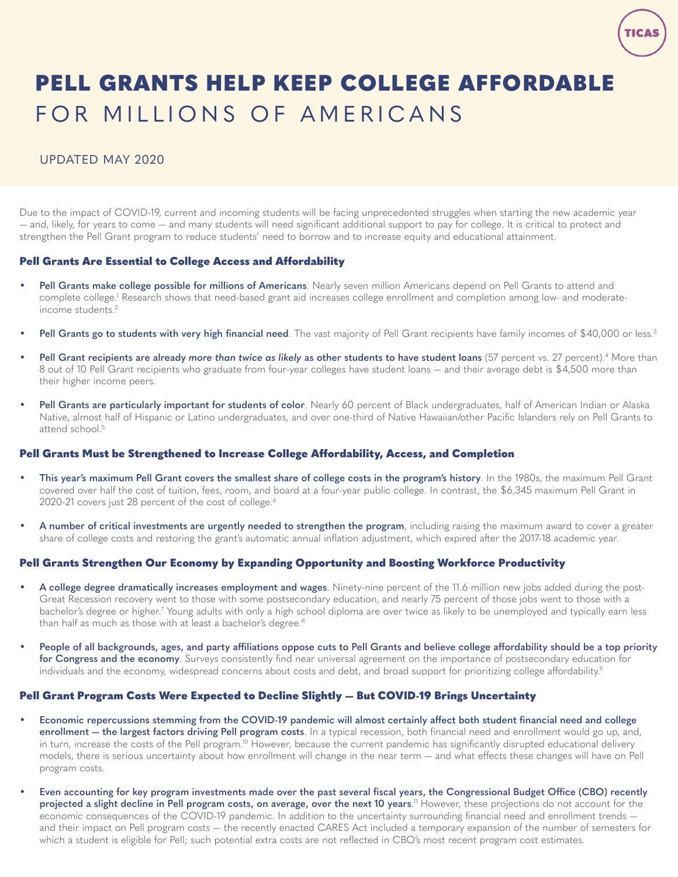TICAS

# PELL GRANTS HELP KEEP COLLEGE AFFORDABLE FOR MILLIONS OF AMERICANS

UPDATED MAY 2020

Due to the impact of COVID-19, current and incoming students will be facing unprecedented struggles when starting the new academic year — and, likely, for years to come — and many students will need significant additional support to pay for college. It is critical to protect and strengthen the Pell Grant program to reduce students' need to borrow and to increase equity and educational attainment.

## Pell Grants Are Essential to College Access and Affordability

- **Pell Grants make college possible for millions of Americans**. Nearly seven million Americans depend on Pell Grants to attend and complete college.[1] Research shows that need-based grant aid increases college enrollment and completion among low- and moderate-income students.[2]
- **Pell Grants go to students with very high financial need**. The vast majority of Pell Grant recipients have family incomes of $40,000 or less.[3]
- **Pell Grant recipients are already *more than twice as likely* as other students to have student loans** (57 percent vs. 27 percent).[4] More than 8 out of 10 Pell Grant recipients who graduate from four-year colleges have student loans — and their average debt is $4,500 more than their higher income peers.
- **Pell Grants are particularly important for students of color**. Nearly 60 percent of Black undergraduates, half of American Indian or Alaska Native, almost half of Hispanic or Latino undergraduates, and over one-third of Native Hawaiian/other Pacific Islanders rely on Pell Grants to attend school.[5]

## Pell Grants Must be Strengthened to Increase College Affordability, Access, and Completion

- **This year's maximum Pell Grant covers the smallest share of college costs in the program's history**. In the 1980s, the maximum Pell Grant covered over half the cost of tuition, fees, room, and board at a four-year public college. In contrast, the $6,345 maximum Pell Grant in 2020-21 covers just 28 percent of the cost of college.[6]
- **A number of critical investments are urgently needed to strengthen the program**, including raising the maximum award to cover a greater share of college costs and restoring the grant's automatic annual inflation adjustment, which expired after the 2017-18 academic year.

## Pell Grants Strengthen Our Economy by Expanding Opportunity and Boosting Workforce Productivity

- **A college degree dramatically increases employment and wages**. Ninety-nine percent of the 11.6 million new jobs added during the post-Great Recession recovery went to those with some postsecondary education, and nearly 75 percent of those jobs went to those with a bachelor's degree or higher.[7] Young adults with only a high school diploma are over twice as likely to be unemployed and typically earn less than half as much as those with at least a bachelor's degree.[8]
- **People of all backgrounds, ages, and party affiliations oppose cuts to Pell Grants and believe college affordability should be a top priority for Congress and the economy**. Surveys consistently find near universal agreement on the importance of postsecondary education for individuals and the economy, widespread concerns about costs and debt, and broad support for prioritizing college affordability.[9]

## Pell Grant Program Costs Were Expected to Decline Slightly — But COVID-19 Brings Uncertainty

- **Economic repercussions stemming from the COVID-19 pandemic will almost certainly affect both student financial need and college enrollment — the largest factors driving Pell program costs**. In a typical recession, both financial need and enrollment would go up, and, in turn, increase the costs of the Pell program.[10] However, because the current pandemic has significantly disrupted educational delivery models, there is serious uncertainty about how enrollment will change in the near term — and what effects these changes will have on Pell program costs.
- **Even accounting for key program investments made over the past several fiscal years, the Congressional Budget Office (CBO) recently projected a slight decline in Pell program costs, on average, over the next 10 years**.[11] However, these projections do not account for the economic consequences of the COVID-19 pandemic. In addition to the uncertainty surrounding financial need and enrollment trends — and their impact on Pell program costs — the recently enacted CARES Act included a temporary expansion of the number of semesters for which a student is eligible for Pell; such potential extra costs are not reflected in CBO's most recent program cost estimates.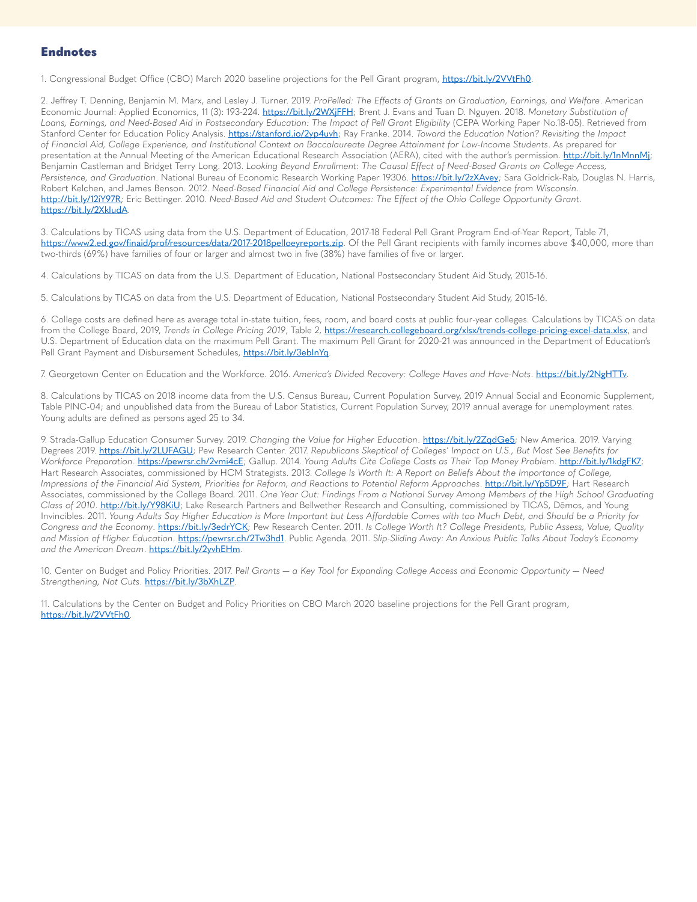## Endnotes

1. Congressional Budget Office (CBO) March 2020 baseline projections for the Pell Grant program, https://bit.ly/2VVtFh0.

2. Jeffrey T. Denning, Benjamin M. Marx, and Lesley J. Turner. 2019. *ProPelled: The Effects of Grants on Graduation, Earnings, and Welfare*. American Economic Journal: Applied Economics, 11 (3): 193-224. https://bit.ly/2WXjFFH; Brent J. Evans and Tuan D. Nguyen. 2018. *Monetary Substitution of Loans, Earnings, and Need-Based Aid in Postsecondary Education: The Impact of Pell Grant Eligibility* (CEPA Working Paper No.18-05). Retrieved from Stanford Center for Education Policy Analysis. https://stanford.io/2yp4uvh; Ray Franke. 2014. *Toward the Education Nation? Revisiting the Impact of Financial Aid, College Experience, and Institutional Context on Baccalaureate Degree Attainment for Low-Income Students*. As prepared for presentation at the Annual Meeting of the American Educational Research Association (AERA), cited with the author's permission. http://bit.ly/1nMnnMj; Benjamin Castleman and Bridget Terry Long. 2013. *Looking Beyond Enrollment: The Causal Effect of Need-Based Grants on College Access, Persistence, and Graduation*. National Bureau of Economic Research Working Paper 19306. https://bit.ly/2zXAvey; Sara Goldrick-Rab, Douglas N. Harris, Robert Kelchen, and James Benson. 2012. *Need-Based Financial Aid and College Persistence: Experimental Evidence from Wisconsin*. http://bit.ly/12iY97R; Eric Bettinger. 2010. *Need-Based Aid and Student Outcomes: The Effect of the Ohio College Opportunity Grant*. https://bit.ly/2XkIudA.

3. Calculations by TICAS using data from the U.S. Department of Education, 2017-18 Federal Pell Grant Program End-of-Year Report, Table 71, https://www2.ed.gov/finaid/prof/resources/data/2017-2018pelloeyreports.zip. Of the Pell Grant recipients with family incomes above $40,000, more than two-thirds (69%) have families of four or larger and almost two in five (38%) have families of five or larger.

4. Calculations by TICAS on data from the U.S. Department of Education, National Postsecondary Student Aid Study, 2015-16.

5. Calculations by TICAS on data from the U.S. Department of Education, National Postsecondary Student Aid Study, 2015-16.

6. College costs are defined here as average total in-state tuition, fees, room, and board costs at public four-year colleges. Calculations by TICAS on data from the College Board, 2019, *Trends in College Pricing 2019*, Table 2, https://research.collegeboard.org/xlsx/trends-college-pricing-excel-data.xlsx, and U.S. Department of Education data on the maximum Pell Grant. The maximum Pell Grant for 2020-21 was announced in the Department of Education's Pell Grant Payment and Disbursement Schedules, https://bit.ly/3ebInYq.

7. Georgetown Center on Education and the Workforce. 2016. *America's Divided Recovery: College Haves and Have-Nots*. https://bit.ly/2NgHTTv.

8. Calculations by TICAS on 2018 income data from the U.S. Census Bureau, Current Population Survey, 2019 Annual Social and Economic Supplement, Table PINC-04; and unpublished data from the Bureau of Labor Statistics, Current Population Survey, 2019 annual average for unemployment rates. Young adults are defined as persons aged 25 to 34.

9. Strada-Gallup Education Consumer Survey. 2019. *Changing the Value for Higher Education*. https://bit.ly/2ZqdGe5; New America. 2019. Varying Degrees 2019. https://bit.ly/2LUFAGU; Pew Research Center. 2017. *Republicans Skeptical of Colleges' Impact on U.S., But Most See Benefits for Workforce Preparation*. https://pewrsr.ch/2vmi4cE; Gallup. 2014. *Young Adults Cite College Costs as Their Top Money Problem*. http://bit.ly/1kdgFK7; Hart Research Associates, commissioned by HCM Strategists. 2013. *College Is Worth It: A Report on Beliefs About the Importance of College, Impressions of the Financial Aid System, Priorities for Reform, and Reactions to Potential Reform Approaches*. http://bit.ly/Yp5D9F; Hart Research Associates, commissioned by the College Board. 2011. *One Year Out: Findings From a National Survey Among Members of the High School Graduating Class of 2010*. http://bit.ly/Y98KiU; Lake Research Partners and Bellwether Research and Consulting, commissioned by TICAS, Dēmos, and Young Invincibles. 2011. *Young Adults Say Higher Education is More Important but Less Affordable Comes with too Much Debt, and Should be a Priority for Congress and the Economy*. https://bit.ly/3edrYCK; Pew Research Center. 2011. *Is College Worth It? College Presidents, Public Assess, Value, Quality and Mission of Higher Education*. https://pewrsr.ch/2Tw3hd1. Public Agenda. 2011. *Slip-Sliding Away: An Anxious Public Talks About Today's Economy and the American Dream*. https://bit.ly/2yvhEHm.

10. Center on Budget and Policy Priorities. 2017. *Pell Grants — a Key Tool for Expanding College Access and Economic Opportunity — Need Strengthening, Not Cuts*. https://bit.ly/3bXhLZP.

11. Calculations by the Center on Budget and Policy Priorities on CBO March 2020 baseline projections for the Pell Grant program, https://bit.ly/2VVtFh0.